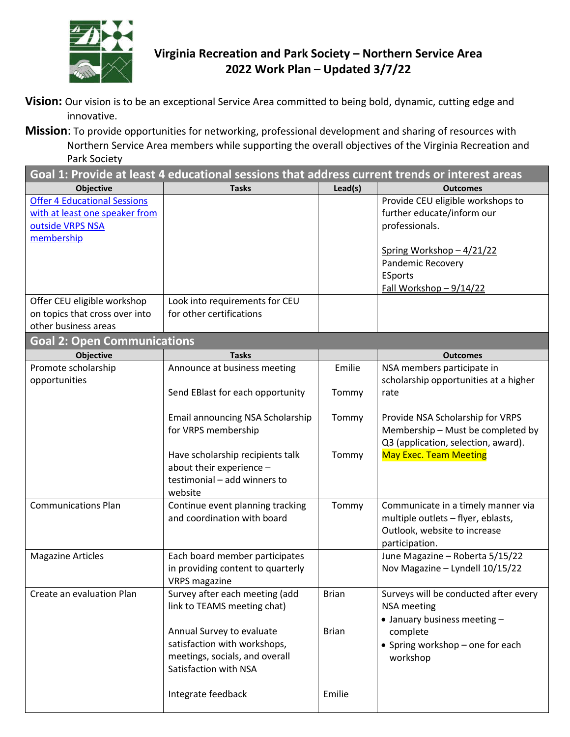# Virginia Recreation and Park Society – Northern Service Area
## 2022 Work Plan – Updated 3/7/22

**Vision:** Our vision is to be an exceptional Service Area committed to being bold, dynamic, cutting edge and innovative.

**Mission**: To provide opportunities for networking, professional development and sharing of resources with Northern Service Area members while supporting the overall objectives of the Virginia Recreation and Park Society

| Goal 1: Provide at least 4 educational sessions that address current trends or interest areas | | | |
|---|---|---|---|
| **Objective** | **Tasks** | **Lead(s)** | **Outcomes** |
| Offer 4 Educational Sessions with at least one speaker from outside VRPS NSA membership | | | Provide CEU eligible workshops to further educate/inform our professionals.<br><br>Spring Workshop – 4/21/22<br>Pandemic Recovery<br>ESports<br>Fall Workshop – 9/14/22 |
| Offer CEU eligible workshop on topics that cross over into other business areas | Look into requirements for CEU for other certifications | | |

| Goal 2: Open Communications | | | |
|---|---|---|---|
| **Objective** | **Tasks** | | **Outcomes** |
| Promote scholarship opportunities | Announce at business meeting<br><br>Send EBlast for each opportunity<br><br>Email announcing NSA Scholarship for VRPS membership<br><br>Have scholarship recipients talk about their experience – testimonial – add winners to website | Emilie<br><br>Tommy<br><br>Tommy<br><br>Tommy | NSA members participate in scholarship opportunities at a higher rate<br><br>Provide NSA Scholarship for VRPS Membership – Must be completed by Q3 (application, selection, award).<br>May Exec. Team Meeting |
| Communications Plan | Continue event planning tracking and coordination with board | Tommy | Communicate in a timely manner via multiple outlets – flyer, eblasts, Outlook, website to increase participation. |
| Magazine Articles | Each board member participates in providing content to quarterly VRPS magazine | | June Magazine – Roberta 5/15/22<br>Nov Magazine – Lyndell 10/15/22 |
| Create an evaluation Plan | Survey after each meeting (add link to TEAMS meeting chat)<br><br>Annual Survey to evaluate satisfaction with workshops, meetings, socials, and overall Satisfaction with NSA<br><br>Integrate feedback | Brian<br><br>Brian<br><br>Emilie | Surveys will be conducted after every NSA meeting<br>• January business meeting – complete<br>• Spring workshop – one for each workshop |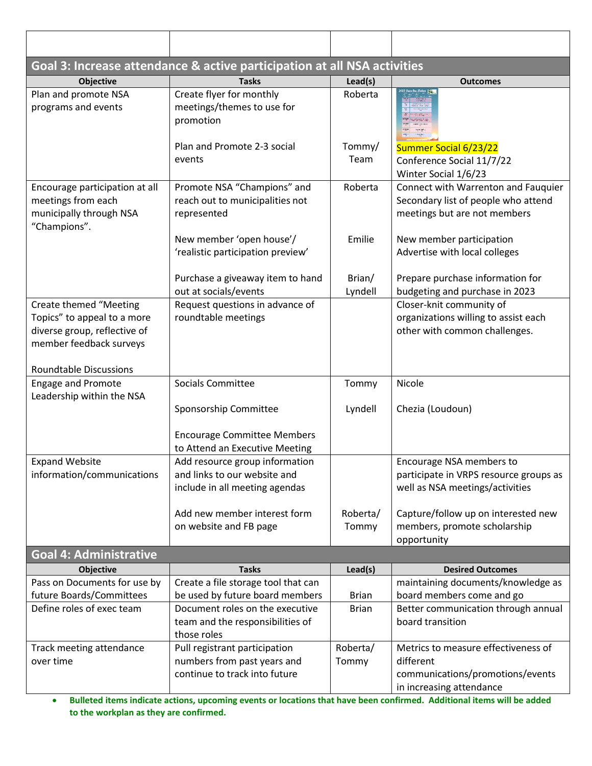| | | | |
|---|---|---|---|
| | | | |

## Goal 3: Increase attendance & active participation at all NSA activities

| Objective | Tasks | Lead(s) | Outcomes |
|---|---|---|---|
| Plan and promote NSA programs and events | Create flyer for monthly meetings/themes to use for promotion<br><br>Plan and Promote 2-3 social events | Roberta<br><br>Tommy/ Team | Summer Social 6/23/22<br>Conference Social 11/7/22<br>Winter Social 1/6/23 |
| Encourage participation at all meetings from each municipally through NSA "Champions". | Promote NSA "Champions" and reach out to municipalities not represented<br><br>New member 'open house'/ 'realistic participation preview'<br><br>Purchase a giveaway item to hand out at socials/events | Roberta<br><br>Emilie<br><br>Brian/ Lyndell | Connect with Warrenton and Fauquier<br>Secondary list of people who attend meetings but are not members<br><br>New member participation<br>Advertise with local colleges<br><br>Prepare purchase information for budgeting and purchase in 2023 |
| Create themed "Meeting Topics" to appeal to a more diverse group, reflective of member feedback surveys<br><br>Roundtable Discussions | Request questions in advance of roundtable meetings | | Closer-knit community of organizations willing to assist each other with common challenges. |
| Engage and Promote Leadership within the NSA | Socials Committee<br><br>Sponsorship Committee<br><br>Encourage Committee Members to Attend an Executive Meeting | Tommy<br><br>Lyndell | Nicole<br><br>Chezia (Loudoun) |
| Expand Website information/communications | Add resource group information and links to our website and include in all meeting agendas<br><br>Add new member interest form on website and FB page | <br><br>Roberta/ Tommy | Encourage NSA members to participate in VRPS resource groups as well as NSA meetings/activities<br><br>Capture/follow up on interested new members, promote scholarship opportunity |

## Goal 4: Administrative

| Objective | Tasks | Lead(s) | Desired Outcomes |
|---|---|---|---|
| Pass on Documents for use by future Boards/Committees | Create a file storage tool that can be used by future board members | Brian | maintaining documents/knowledge as board members come and go |
| Define roles of exec team | Document roles on the executive team and the responsibilities of those roles | Brian | Better communication through annual board transition |
| Track meeting attendance over time | Pull registrant participation numbers from past years and continue to track into future | Roberta/ Tommy | Metrics to measure effectiveness of different communications/promotions/events in increasing attendance |

- **Bulleted items indicate actions, upcoming events or locations that have been confirmed. Additional items will be added to the workplan as they are confirmed.**